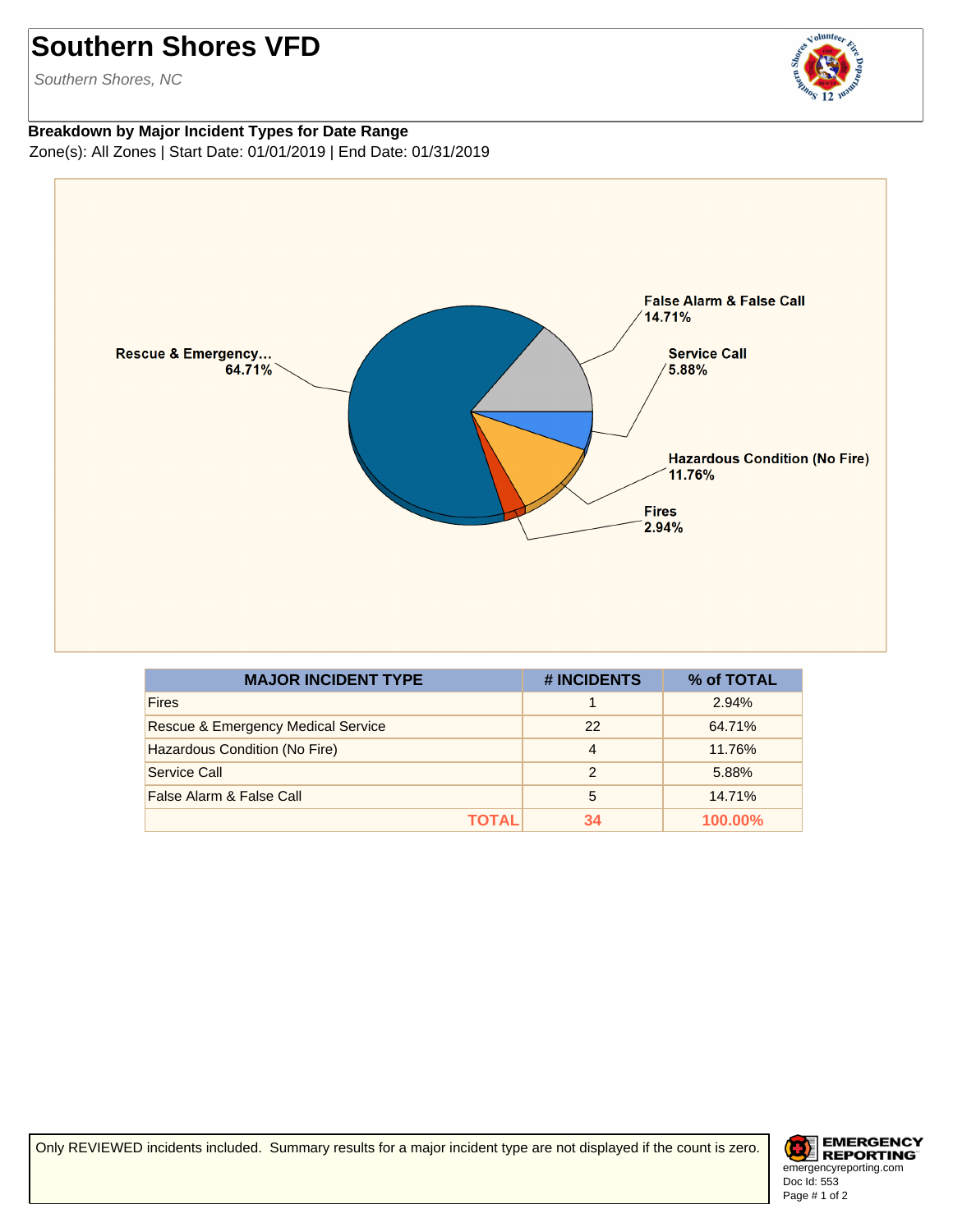# Southern Shores VFD

*Southern Shores, NC*

**Breakdown by Major Incident Types for Date Range**

Zone(s): All Zones | Start Date: 01/01/2019 | End Date: 01/31/2019

False Alarm & False Call 14.71%

Rescue & Emergency... 64.71%

Service Call 5.88%

Hazardous Condition (No Fire) 11.76%

Fires 2.94%

| MAJOR INCIDENT TYPE | # INCIDENTS | % of TOTAL |
|---|---|---|
| Fires | 1 | 2.94% |
| Rescue & Emergency Medical Service | 22 | 64.71% |
| Hazardous Condition (No Fire) | 4 | 11.76% |
| Service Call | 2 | 5.88% |
| False Alarm & False Call | 5 | 14.71% |
| **TOTAL** | **34** | **100.00%** |

Only REVIEWED incidents included. Summary results for a major incident type are not displayed if the count is zero.

EMERGENCY REPORTING
emergencyreporting.com
Doc Id: 553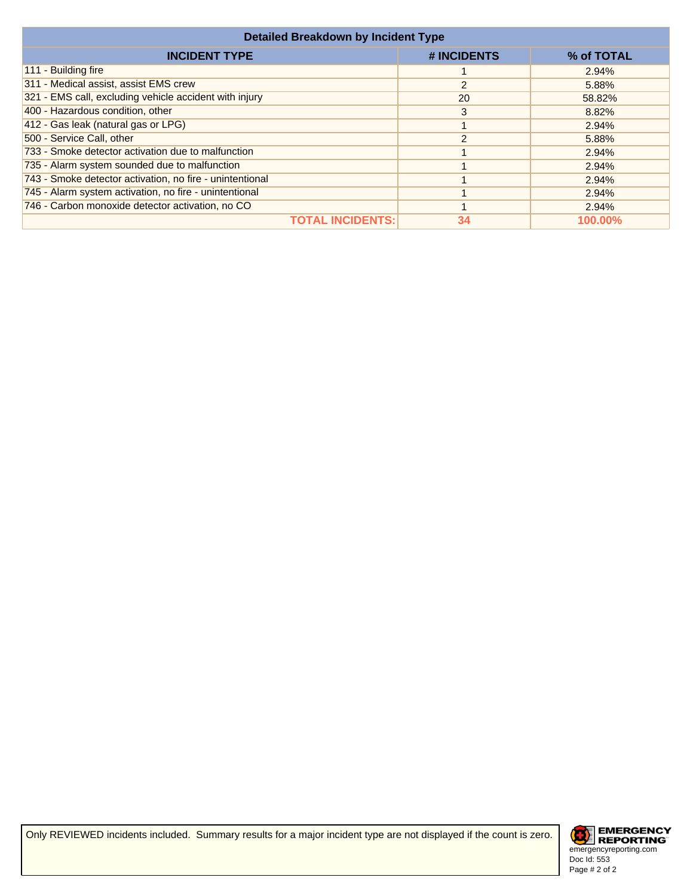## Detailed Breakdown by Incident Type

| INCIDENT TYPE | # INCIDENTS | % of TOTAL |
|---|---|---|
| 111 - Building fire | 1 | 2.94% |
| 311 - Medical assist, assist EMS crew | 2 | 5.88% |
| 321 - EMS call, excluding vehicle accident with injury | 20 | 58.82% |
| 400 - Hazardous condition, other | 3 | 8.82% |
| 412 - Gas leak (natural gas or LPG) | 1 | 2.94% |
| 500 - Service Call, other | 2 | 5.88% |
| 733 - Smoke detector activation due to malfunction | 1 | 2.94% |
| 735 - Alarm system sounded due to malfunction | 1 | 2.94% |
| 743 - Smoke detector activation, no fire - unintentional | 1 | 2.94% |
| 745 - Alarm system activation, no fire - unintentional | 1 | 2.94% |
| 746 - Carbon monoxide detector activation, no CO | 1 | 2.94% |
| **TOTAL INCIDENTS:** | **34** | **100.00%** |

Only REVIEWED incidents included. Summary results for a major incident type are not displayed if the count is zero.

EMERGENCY REPORTING
emergencyreporting.com
Doc Id: 553